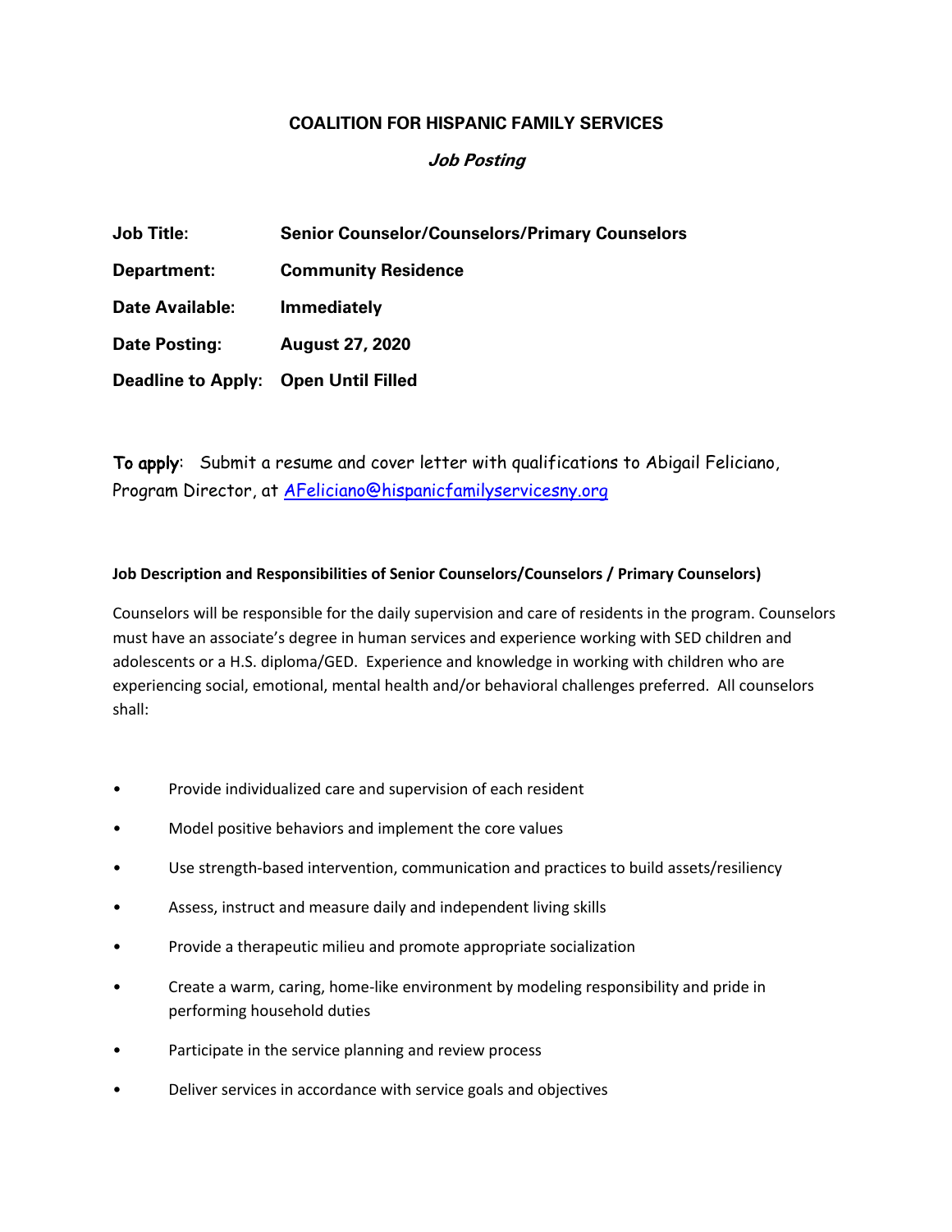# COALITION FOR HISPANIC FAMILY SERVICES

***Job Posting***

| | |
|---|---|
| **Job Title:** | **Senior Counselor/Counselors/Primary Counselors** |
| **Department:** | **Community Residence** |
| **Date Available:** | **Immediately** |
| **Date Posting:** | **August 27, 2020** |
| **Deadline to Apply:** | **Open Until Filled** |

**To apply**: Submit a resume and cover letter with qualifications to Abigail Feliciano, Program Director, at AFeliciano@hispanicfamilyservicesny.org

**Job Description and Responsibilities of Senior Counselors/Counselors / Primary Counselors)**

Counselors will be responsible for the daily supervision and care of residents in the program. Counselors must have an associate's degree in human services and experience working with SED children and adolescents or a H.S. diploma/GED. Experience and knowledge in working with children who are experiencing social, emotional, mental health and/or behavioral challenges preferred. All counselors shall:

- Provide individualized care and supervision of each resident
- Model positive behaviors and implement the core values
- Use strength-based intervention, communication and practices to build assets/resiliency
- Assess, instruct and measure daily and independent living skills
- Provide a therapeutic milieu and promote appropriate socialization
- Create a warm, caring, home-like environment by modeling responsibility and pride in performing household duties
- Participate in the service planning and review process
- Deliver services in accordance with service goals and objectives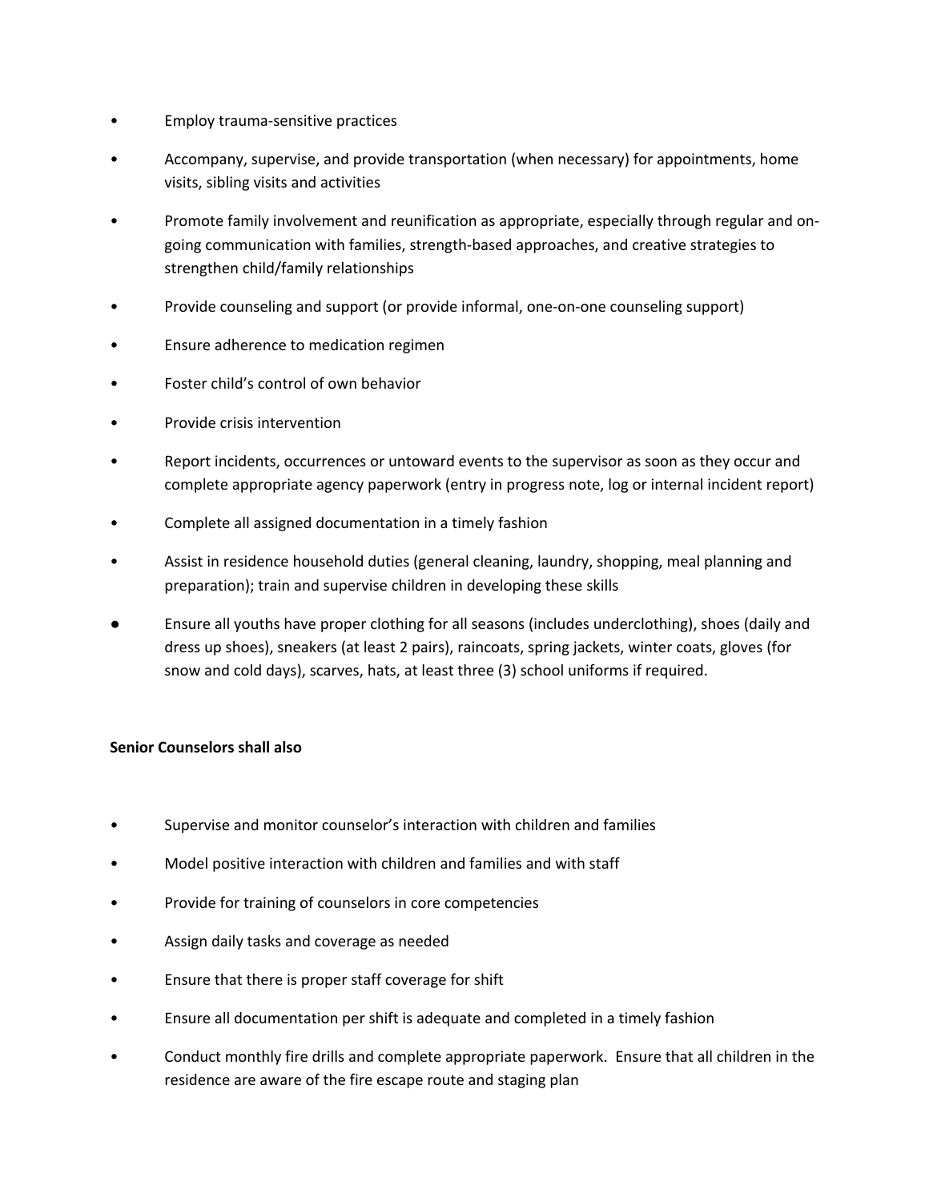- Employ trauma-sensitive practices
- Accompany, supervise, and provide transportation (when necessary) for appointments, home visits, sibling visits and activities
- Promote family involvement and reunification as appropriate, especially through regular and on-going communication with families, strength-based approaches, and creative strategies to strengthen child/family relationships
- Provide counseling and support (or provide informal, one-on-one counseling support)
- Ensure adherence to medication regimen
- Foster child's control of own behavior
- Provide crisis intervention
- Report incidents, occurrences or untoward events to the supervisor as soon as they occur and complete appropriate agency paperwork (entry in progress note, log or internal incident report)
- Complete all assigned documentation in a timely fashion
- Assist in residence household duties (general cleaning, laundry, shopping, meal planning and preparation); train and supervise children in developing these skills
- Ensure all youths have proper clothing for all seasons (includes underclothing), shoes (daily and dress up shoes), sneakers (at least 2 pairs), raincoats, spring jackets, winter coats, gloves (for snow and cold days), scarves, hats, at least three (3) school uniforms if required.

**Senior Counselors shall also**

- Supervise and monitor counselor's interaction with children and families
- Model positive interaction with children and families and with staff
- Provide for training of counselors in core competencies
- Assign daily tasks and coverage as needed
- Ensure that there is proper staff coverage for shift
- Ensure all documentation per shift is adequate and completed in a timely fashion
- Conduct monthly fire drills and complete appropriate paperwork. Ensure that all children in the residence are aware of the fire escape route and staging plan